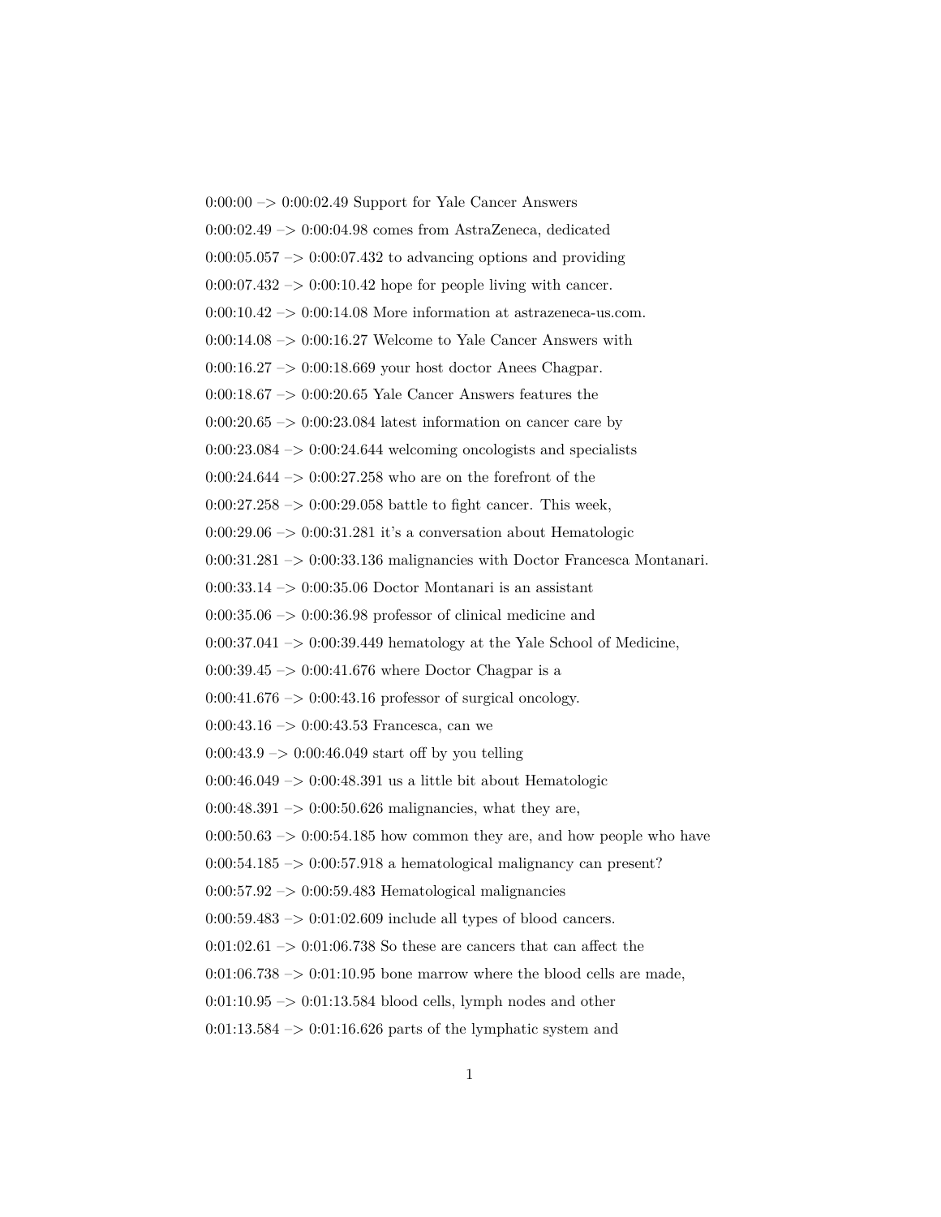0:00:00 –> 0:00:02.49 Support for Yale Cancer Answers

0:00:02.49 –> 0:00:04.98 comes from AstraZeneca, dedicated

0:00:05.057 –> 0:00:07.432 to advancing options and providing

0:00:07.432 –> 0:00:10.42 hope for people living with cancer.

0:00:10.42 –> 0:00:14.08 More information at astrazeneca-us.com.

0:00:14.08 –> 0:00:16.27 Welcome to Yale Cancer Answers with

0:00:16.27 –> 0:00:18.669 your host doctor Anees Chagpar.

0:00:18.67 –> 0:00:20.65 Yale Cancer Answers features the

0:00:20.65 –> 0:00:23.084 latest information on cancer care by

0:00:23.084 –> 0:00:24.644 welcoming oncologists and specialists

0:00:24.644 –> 0:00:27.258 who are on the forefront of the

0:00:27.258 –> 0:00:29.058 battle to fight cancer. This week,

0:00:29.06 –> 0:00:31.281 it's a conversation about Hematologic

0:00:31.281 –> 0:00:33.136 malignancies with Doctor Francesca Montanari.

0:00:33.14 –> 0:00:35.06 Doctor Montanari is an assistant

0:00:35.06 –> 0:00:36.98 professor of clinical medicine and

0:00:37.041 –> 0:00:39.449 hematology at the Yale School of Medicine,

0:00:39.45 –> 0:00:41.676 where Doctor Chagpar is a

0:00:41.676 –> 0:00:43.16 professor of surgical oncology.

0:00:43.16 –> 0:00:43.53 Francesca, can we

0:00:43.9 –> 0:00:46.049 start off by you telling

0:00:46.049 –> 0:00:48.391 us a little bit about Hematologic

0:00:48.391 –> 0:00:50.626 malignancies, what they are,

0:00:50.63 –> 0:00:54.185 how common they are, and how people who have

0:00:54.185 –> 0:00:57.918 a hematological malignancy can present?

0:00:57.92 –> 0:00:59.483 Hematological malignancies

0:00:59.483 –> 0:01:02.609 include all types of blood cancers.

0:01:02.61 –> 0:01:06.738 So these are cancers that can affect the

0:01:06.738 –> 0:01:10.95 bone marrow where the blood cells are made,

0:01:10.95 –> 0:01:13.584 blood cells, lymph nodes and other

0:01:13.584 –> 0:01:16.626 parts of the lymphatic system and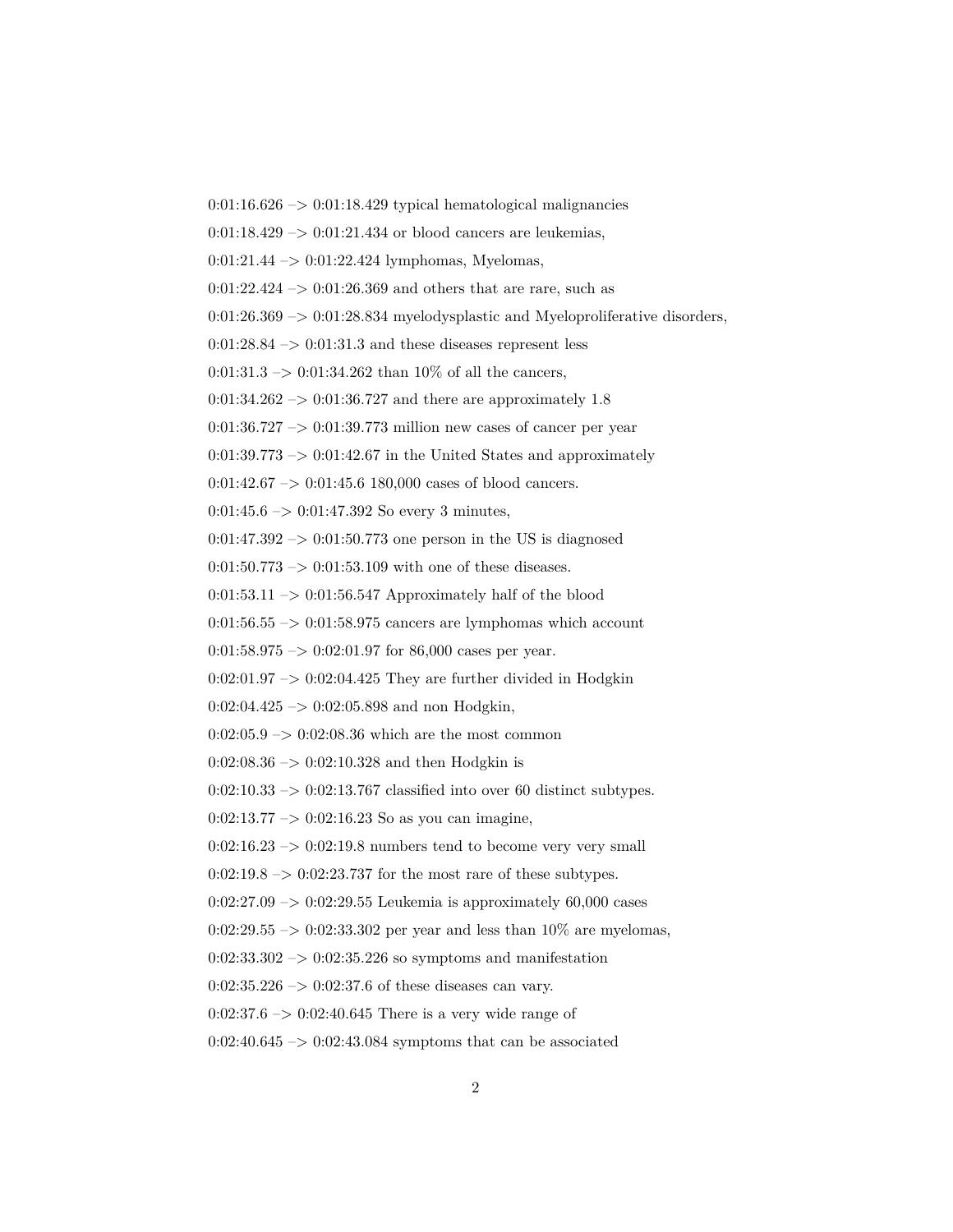0:01:16.626 –> 0:01:18.429 typical hematological malignancies

0:01:18.429 –> 0:01:21.434 or blood cancers are leukemias,

0:01:21.44 –> 0:01:22.424 lymphomas, Myelomas,

0:01:22.424 –> 0:01:26.369 and others that are rare, such as

0:01:26.369 –> 0:01:28.834 myelodysplastic and Myeloproliferative disorders,

0:01:28.84 –> 0:01:31.3 and these diseases represent less

0:01:31.3 –> 0:01:34.262 than 10% of all the cancers,

0:01:34.262 –> 0:01:36.727 and there are approximately 1.8

0:01:36.727 –> 0:01:39.773 million new cases of cancer per year

0:01:39.773 –> 0:01:42.67 in the United States and approximately

0:01:42.67 –> 0:01:45.6 180,000 cases of blood cancers.

0:01:45.6 –> 0:01:47.392 So every 3 minutes,

0:01:47.392 –> 0:01:50.773 one person in the US is diagnosed

0:01:50.773 –> 0:01:53.109 with one of these diseases.

0:01:53.11 –> 0:01:56.547 Approximately half of the blood

0:01:56.55 –> 0:01:58.975 cancers are lymphomas which account

0:01:58.975 –> 0:02:01.97 for 86,000 cases per year.

0:02:01.97 –> 0:02:04.425 They are further divided in Hodgkin

0:02:04.425 –> 0:02:05.898 and non Hodgkin,

0:02:05.9 –> 0:02:08.36 which are the most common

0:02:08.36 –> 0:02:10.328 and then Hodgkin is

0:02:10.33 –> 0:02:13.767 classified into over 60 distinct subtypes.

0:02:13.77 –> 0:02:16.23 So as you can imagine,

0:02:16.23 –> 0:02:19.8 numbers tend to become very very small

0:02:19.8 –> 0:02:23.737 for the most rare of these subtypes.

0:02:27.09 –> 0:02:29.55 Leukemia is approximately 60,000 cases

0:02:29.55 –> 0:02:33.302 per year and less than 10% are myelomas,

0:02:33.302 –> 0:02:35.226 so symptoms and manifestation

0:02:35.226 –> 0:02:37.6 of these diseases can vary.

0:02:37.6 –> 0:02:40.645 There is a very wide range of

0:02:40.645 –> 0:02:43.084 symptoms that can be associated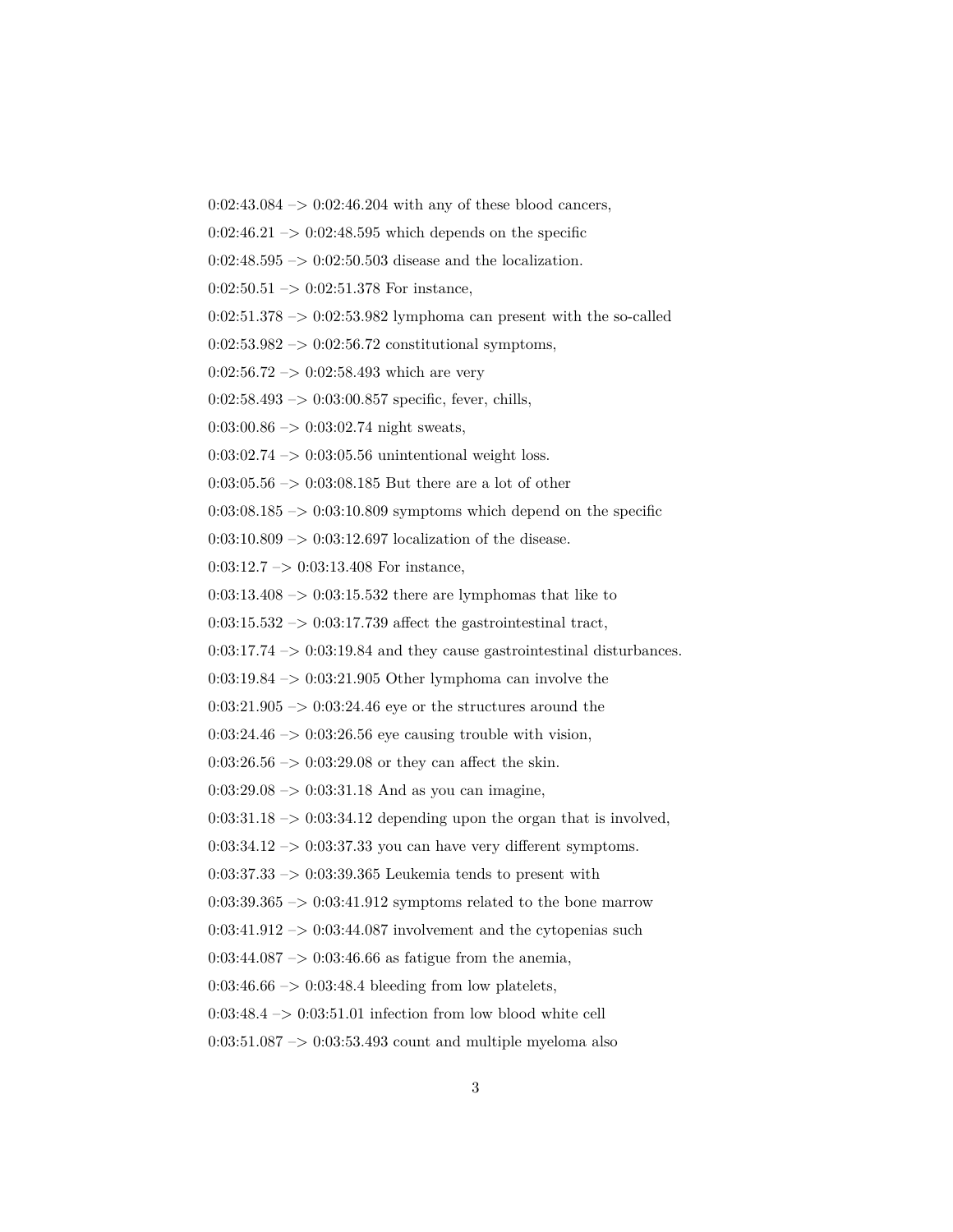0:02:43.084 –> 0:02:46.204 with any of these blood cancers,

0:02:46.21 –> 0:02:48.595 which depends on the specific

0:02:48.595 –> 0:02:50.503 disease and the localization.

0:02:50.51 –> 0:02:51.378 For instance,

0:02:51.378 –> 0:02:53.982 lymphoma can present with the so-called

0:02:53.982 –> 0:02:56.72 constitutional symptoms,

0:02:56.72 –> 0:02:58.493 which are very

0:02:58.493 –> 0:03:00.857 specific, fever, chills,

0:03:00.86 –> 0:03:02.74 night sweats,

0:03:02.74 –> 0:03:05.56 unintentional weight loss.

0:03:05.56 –> 0:03:08.185 But there are a lot of other

0:03:08.185 –> 0:03:10.809 symptoms which depend on the specific

0:03:10.809 –> 0:03:12.697 localization of the disease.

0:03:12.7 –> 0:03:13.408 For instance,

0:03:13.408 –> 0:03:15.532 there are lymphomas that like to

0:03:15.532 –> 0:03:17.739 affect the gastrointestinal tract,

0:03:17.74 –> 0:03:19.84 and they cause gastrointestinal disturbances.

0:03:19.84 –> 0:03:21.905 Other lymphoma can involve the

0:03:21.905 –> 0:03:24.46 eye or the structures around the

0:03:24.46 –> 0:03:26.56 eye causing trouble with vision,

0:03:26.56 –> 0:03:29.08 or they can affect the skin.

0:03:29.08 –> 0:03:31.18 And as you can imagine,

0:03:31.18 –> 0:03:34.12 depending upon the organ that is involved,

0:03:34.12 –> 0:03:37.33 you can have very different symptoms.

0:03:37.33 –> 0:03:39.365 Leukemia tends to present with

0:03:39.365 –> 0:03:41.912 symptoms related to the bone marrow

0:03:41.912 –> 0:03:44.087 involvement and the cytopenias such

0:03:44.087 –> 0:03:46.66 as fatigue from the anemia,

0:03:46.66 –> 0:03:48.4 bleeding from low platelets,

0:03:48.4 –> 0:03:51.01 infection from low blood white cell

0:03:51.087 –> 0:03:53.493 count and multiple myeloma also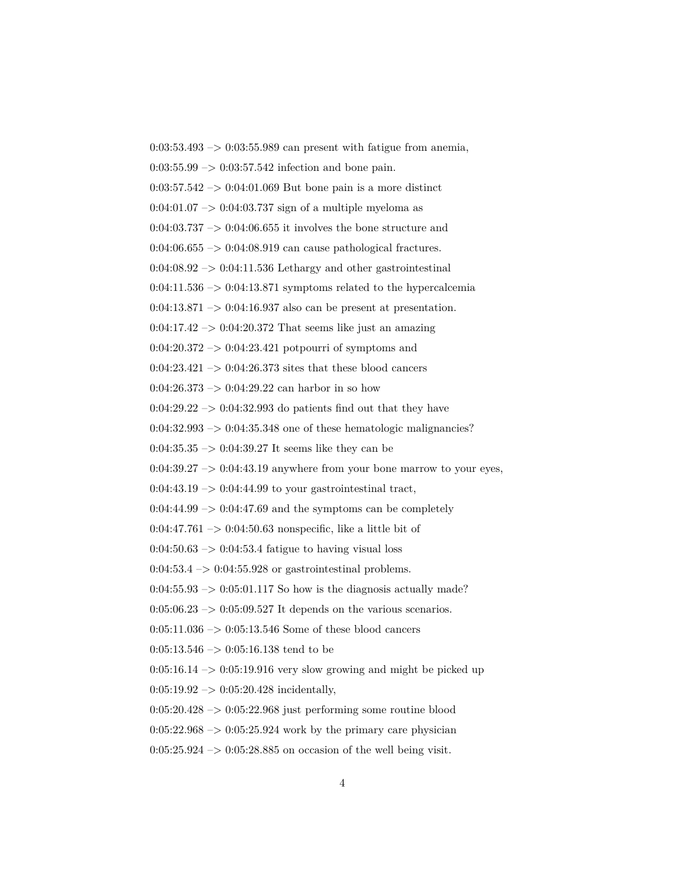0:03:53.493 –> 0:03:55.989 can present with fatigue from anemia,

0:03:55.99 –> 0:03:57.542 infection and bone pain.

0:03:57.542 –> 0:04:01.069 But bone pain is a more distinct

0:04:01.07 –> 0:04:03.737 sign of a multiple myeloma as

0:04:03.737 –> 0:04:06.655 it involves the bone structure and

0:04:06.655 –> 0:04:08.919 can cause pathological fractures.

0:04:08.92 –> 0:04:11.536 Lethargy and other gastrointestinal

0:04:11.536 –> 0:04:13.871 symptoms related to the hypercalcemia

0:04:13.871 –> 0:04:16.937 also can be present at presentation.

0:04:17.42 –> 0:04:20.372 That seems like just an amazing

0:04:20.372 –> 0:04:23.421 potpourri of symptoms and

0:04:23.421 –> 0:04:26.373 sites that these blood cancers

0:04:26.373 –> 0:04:29.22 can harbor in so how

0:04:29.22 –> 0:04:32.993 do patients find out that they have

0:04:32.993 –> 0:04:35.348 one of these hematologic malignancies?

0:04:35.35 –> 0:04:39.27 It seems like they can be

0:04:39.27 –> 0:04:43.19 anywhere from your bone marrow to your eyes,

0:04:43.19 –> 0:04:44.99 to your gastrointestinal tract,

0:04:44.99 –> 0:04:47.69 and the symptoms can be completely

0:04:47.761 –> 0:04:50.63 nonspecific, like a little bit of

0:04:50.63 –> 0:04:53.4 fatigue to having visual loss

0:04:53.4 –> 0:04:55.928 or gastrointestinal problems.

0:04:55.93 –> 0:05:01.117 So how is the diagnosis actually made?

0:05:06.23 –> 0:05:09.527 It depends on the various scenarios.

0:05:11.036 –> 0:05:13.546 Some of these blood cancers

0:05:13.546 –> 0:05:16.138 tend to be

0:05:16.14 –> 0:05:19.916 very slow growing and might be picked up

0:05:19.92 –> 0:05:20.428 incidentally,

0:05:20.428 –> 0:05:22.968 just performing some routine blood

0:05:22.968 –> 0:05:25.924 work by the primary care physician

0:05:25.924 –> 0:05:28.885 on occasion of the well being visit.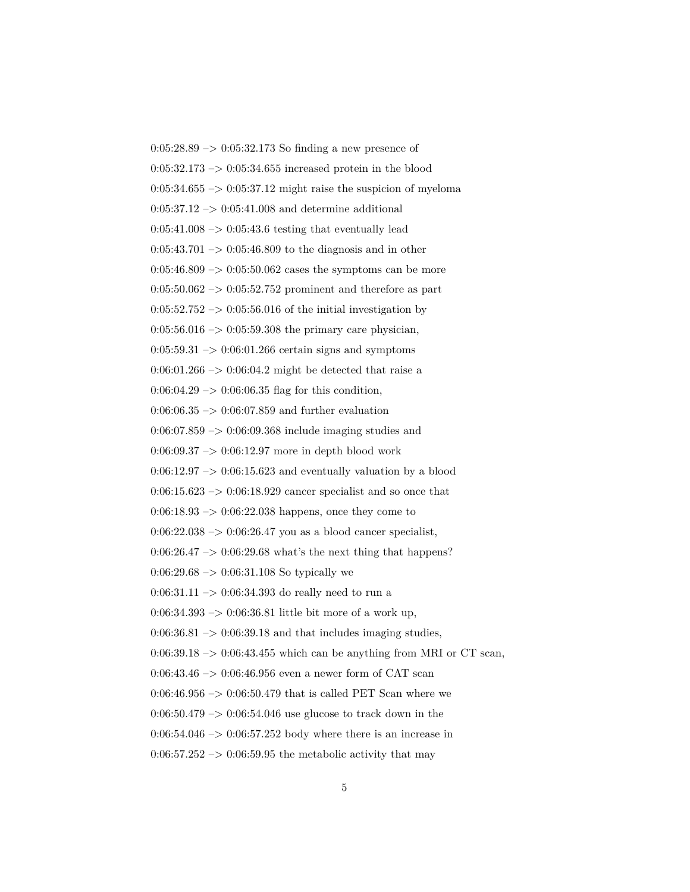0:05:28.89 –> 0:05:32.173 So finding a new presence of

0:05:32.173 –> 0:05:34.655 increased protein in the blood

0:05:34.655 –> 0:05:37.12 might raise the suspicion of myeloma

0:05:37.12 –> 0:05:41.008 and determine additional

0:05:41.008 –> 0:05:43.6 testing that eventually lead

0:05:43.701 –> 0:05:46.809 to the diagnosis and in other

0:05:46.809 –> 0:05:50.062 cases the symptoms can be more

0:05:50.062 –> 0:05:52.752 prominent and therefore as part

0:05:52.752 –> 0:05:56.016 of the initial investigation by

0:05:56.016 –> 0:05:59.308 the primary care physician,

0:05:59.31 –> 0:06:01.266 certain signs and symptoms

0:06:01.266 –> 0:06:04.2 might be detected that raise a

0:06:04.29 –> 0:06:06.35 flag for this condition,

0:06:06.35 –> 0:06:07.859 and further evaluation

0:06:07.859 –> 0:06:09.368 include imaging studies and

0:06:09.37 –> 0:06:12.97 more in depth blood work

0:06:12.97 –> 0:06:15.623 and eventually valuation by a blood

0:06:15.623 –> 0:06:18.929 cancer specialist and so once that

0:06:18.93 –> 0:06:22.038 happens, once they come to

0:06:22.038 –> 0:06:26.47 you as a blood cancer specialist,

0:06:26.47 –> 0:06:29.68 what's the next thing that happens?

0:06:29.68 –> 0:06:31.108 So typically we

0:06:31.11 –> 0:06:34.393 do really need to run a

0:06:34.393 –> 0:06:36.81 little bit more of a work up,

0:06:36.81 –> 0:06:39.18 and that includes imaging studies,

0:06:39.18 –> 0:06:43.455 which can be anything from MRI or CT scan,

0:06:43.46 –> 0:06:46.956 even a newer form of CAT scan

0:06:46.956 –> 0:06:50.479 that is called PET Scan where we

0:06:50.479 –> 0:06:54.046 use glucose to track down in the

0:06:54.046 –> 0:06:57.252 body where there is an increase in

0:06:57.252 –> 0:06:59.95 the metabolic activity that may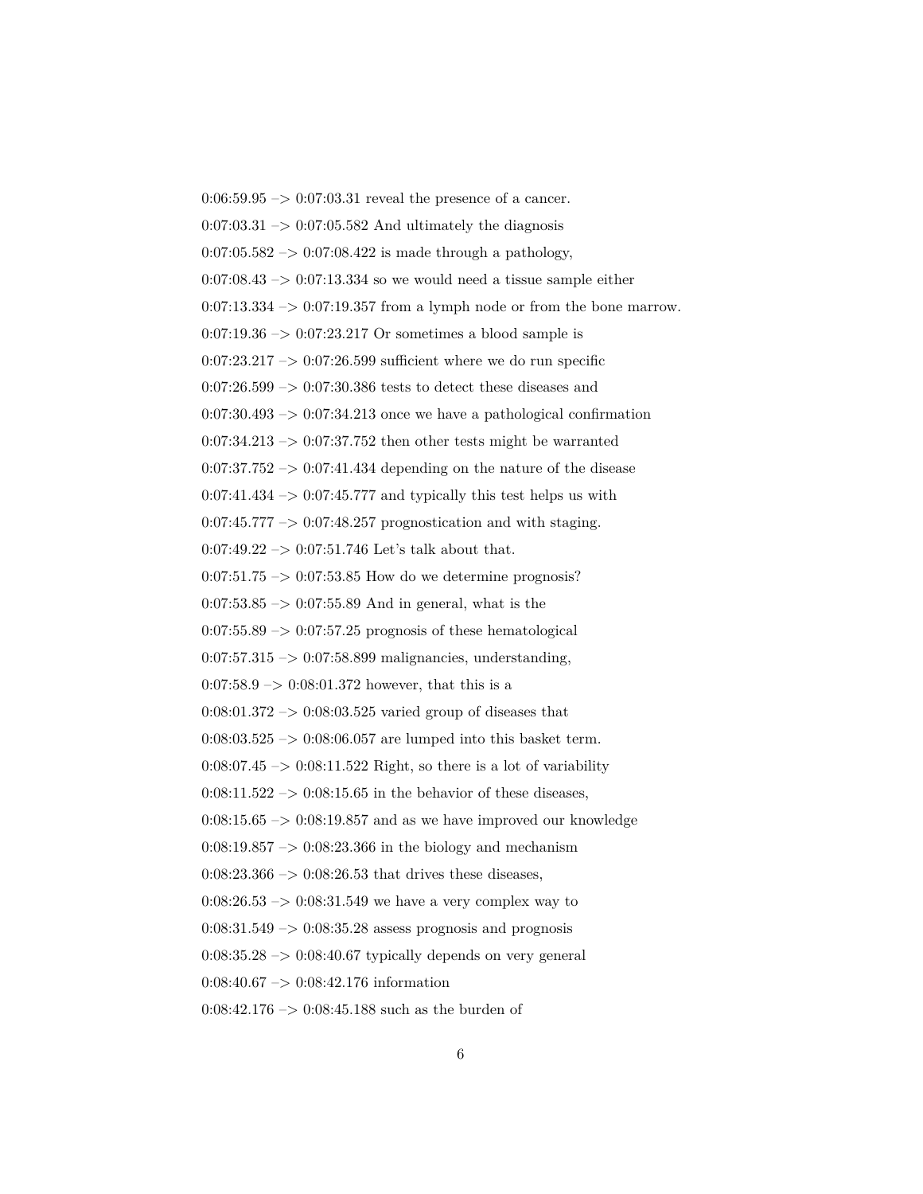0:06:59.95 –> 0:07:03.31 reveal the presence of a cancer.

0:07:03.31 –> 0:07:05.582 And ultimately the diagnosis

0:07:05.582 –> 0:07:08.422 is made through a pathology,

0:07:08.43 –> 0:07:13.334 so we would need a tissue sample either

0:07:13.334 –> 0:07:19.357 from a lymph node or from the bone marrow.

0:07:19.36 –> 0:07:23.217 Or sometimes a blood sample is

0:07:23.217 –> 0:07:26.599 sufficient where we do run specific

0:07:26.599 –> 0:07:30.386 tests to detect these diseases and

0:07:30.493 –> 0:07:34.213 once we have a pathological confirmation

0:07:34.213 –> 0:07:37.752 then other tests might be warranted

0:07:37.752 –> 0:07:41.434 depending on the nature of the disease

0:07:41.434 –> 0:07:45.777 and typically this test helps us with

0:07:45.777 –> 0:07:48.257 prognostication and with staging.

0:07:49.22 –> 0:07:51.746 Let's talk about that.

0:07:51.75 –> 0:07:53.85 How do we determine prognosis?

0:07:53.85 –> 0:07:55.89 And in general, what is the

0:07:55.89 –> 0:07:57.25 prognosis of these hematological

0:07:57.315 –> 0:07:58.899 malignancies, understanding,

0:07:58.9 –> 0:08:01.372 however, that this is a

0:08:01.372 –> 0:08:03.525 varied group of diseases that

0:08:03.525 –> 0:08:06.057 are lumped into this basket term.

0:08:07.45 –> 0:08:11.522 Right, so there is a lot of variability

0:08:11.522 –> 0:08:15.65 in the behavior of these diseases,

0:08:15.65 –> 0:08:19.857 and as we have improved our knowledge

0:08:19.857 –> 0:08:23.366 in the biology and mechanism

0:08:23.366 –> 0:08:26.53 that drives these diseases,

0:08:26.53 –> 0:08:31.549 we have a very complex way to

0:08:31.549 –> 0:08:35.28 assess prognosis and prognosis

0:08:35.28 –> 0:08:40.67 typically depends on very general

0:08:40.67 –> 0:08:42.176 information

0:08:42.176 –> 0:08:45.188 such as the burden of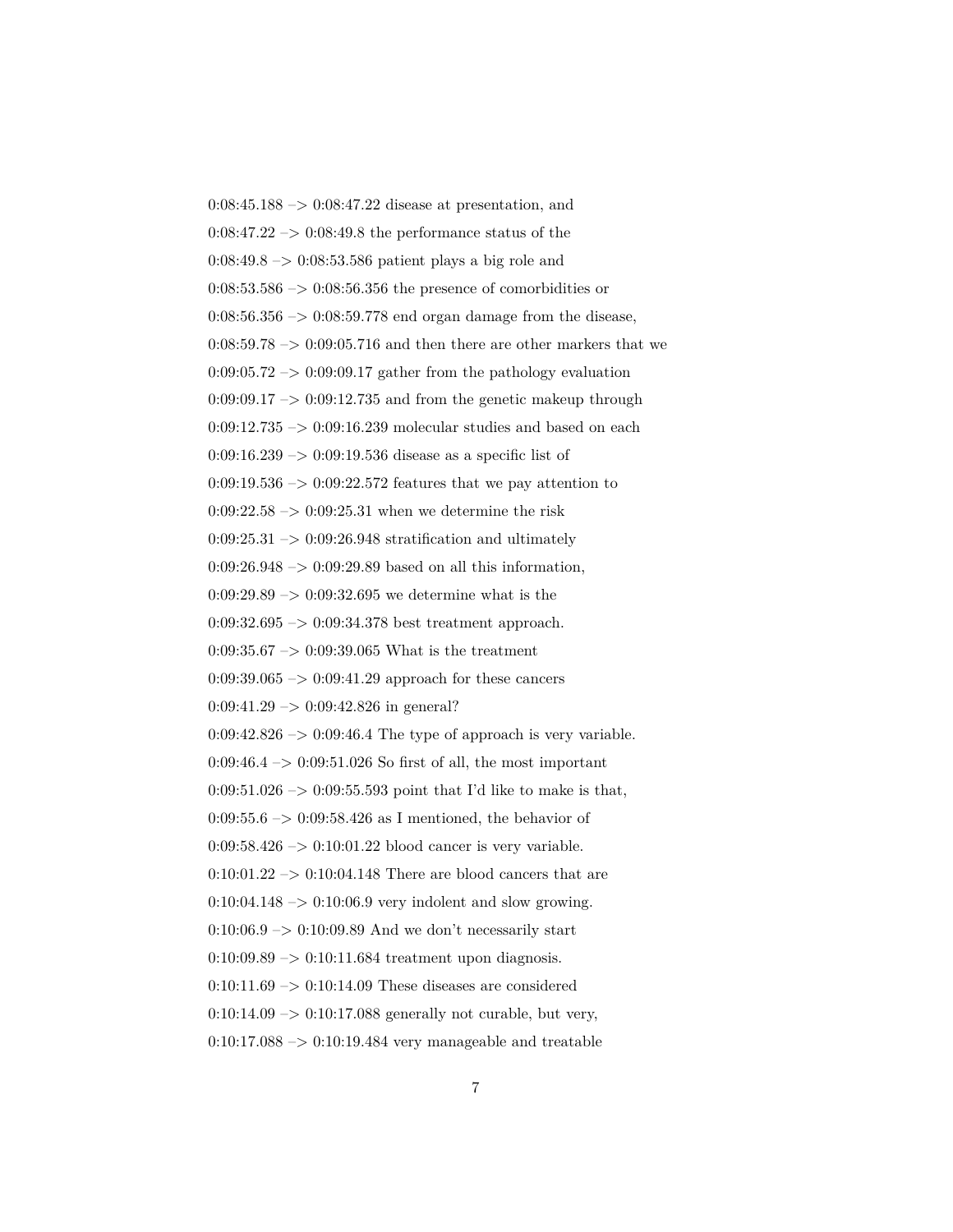0:08:45.188 –> 0:08:47.22 disease at presentation, and

0:08:47.22 –> 0:08:49.8 the performance status of the

0:08:49.8 –> 0:08:53.586 patient plays a big role and

0:08:53.586 –> 0:08:56.356 the presence of comorbidities or

0:08:56.356 –> 0:08:59.778 end organ damage from the disease,

0:08:59.78 –> 0:09:05.716 and then there are other markers that we

0:09:05.72 –> 0:09:09.17 gather from the pathology evaluation

0:09:09.17 –> 0:09:12.735 and from the genetic makeup through

0:09:12.735 –> 0:09:16.239 molecular studies and based on each

0:09:16.239 –> 0:09:19.536 disease as a specific list of

0:09:19.536 –> 0:09:22.572 features that we pay attention to

0:09:22.58 –> 0:09:25.31 when we determine the risk

0:09:25.31 –> 0:09:26.948 stratification and ultimately

0:09:26.948 –> 0:09:29.89 based on all this information,

0:09:29.89 –> 0:09:32.695 we determine what is the

0:09:32.695 –> 0:09:34.378 best treatment approach.

0:09:35.67 –> 0:09:39.065 What is the treatment

0:09:39.065 –> 0:09:41.29 approach for these cancers

0:09:41.29 –> 0:09:42.826 in general?

0:09:42.826 –> 0:09:46.4 The type of approach is very variable.

0:09:46.4 –> 0:09:51.026 So first of all, the most important

0:09:51.026 –> 0:09:55.593 point that I'd like to make is that,

0:09:55.6 –> 0:09:58.426 as I mentioned, the behavior of

0:09:58.426 –> 0:10:01.22 blood cancer is very variable.

0:10:01.22 –> 0:10:04.148 There are blood cancers that are

0:10:04.148 –> 0:10:06.9 very indolent and slow growing.

0:10:06.9 –> 0:10:09.89 And we don't necessarily start

0:10:09.89 –> 0:10:11.684 treatment upon diagnosis.

0:10:11.69 –> 0:10:14.09 These diseases are considered

0:10:14.09 –> 0:10:17.088 generally not curable, but very,

0:10:17.088 –> 0:10:19.484 very manageable and treatable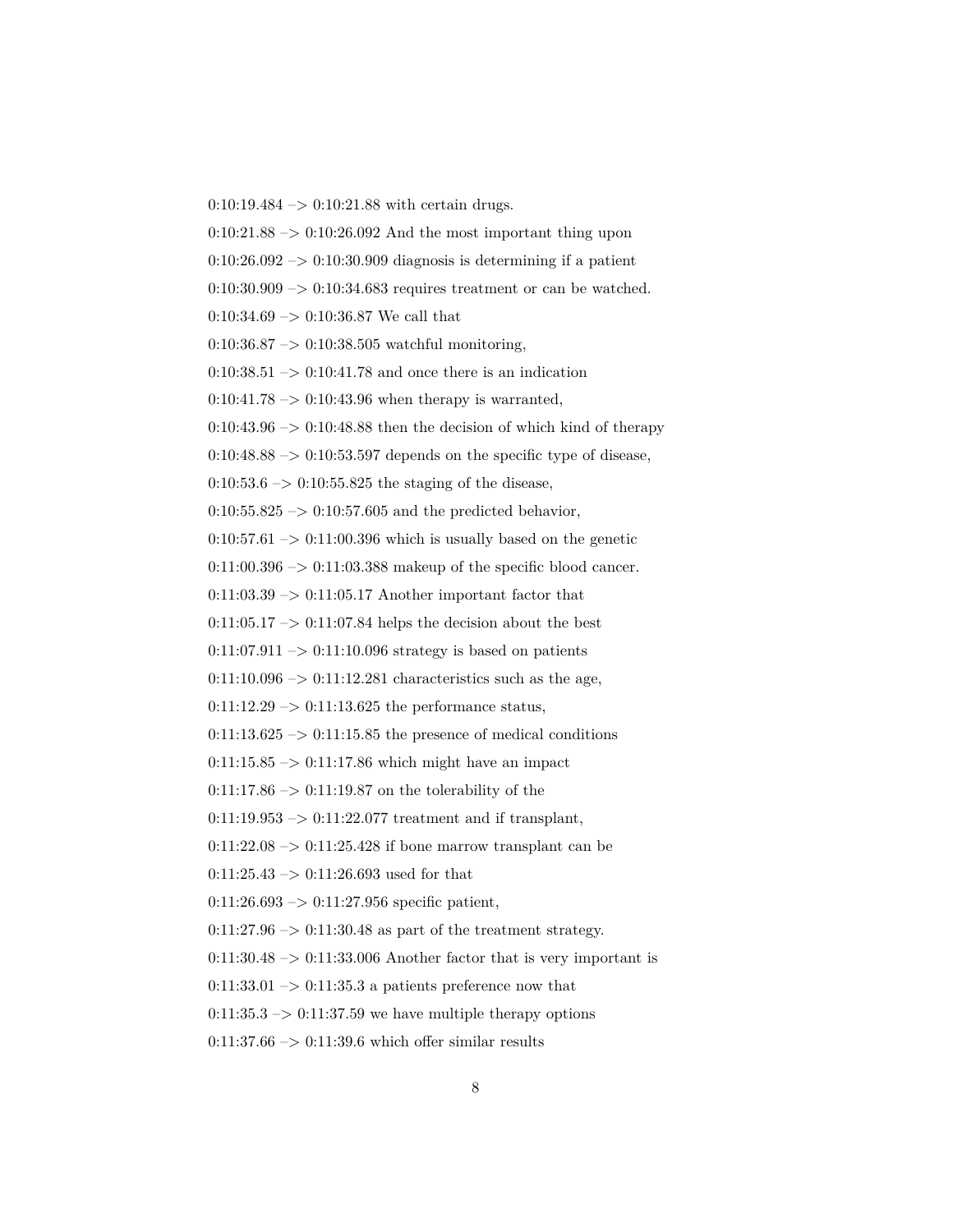0:10:19.484 –> 0:10:21.88 with certain drugs.

0:10:21.88 –> 0:10:26.092 And the most important thing upon

0:10:26.092 –> 0:10:30.909 diagnosis is determining if a patient

0:10:30.909 –> 0:10:34.683 requires treatment or can be watched.

0:10:34.69 –> 0:10:36.87 We call that

0:10:36.87 –> 0:10:38.505 watchful monitoring,

0:10:38.51 –> 0:10:41.78 and once there is an indication

0:10:41.78 –> 0:10:43.96 when therapy is warranted,

0:10:43.96 –> 0:10:48.88 then the decision of which kind of therapy

0:10:48.88 –> 0:10:53.597 depends on the specific type of disease,

0:10:53.6 –> 0:10:55.825 the staging of the disease,

0:10:55.825 –> 0:10:57.605 and the predicted behavior,

0:10:57.61 –> 0:11:00.396 which is usually based on the genetic

0:11:00.396 –> 0:11:03.388 makeup of the specific blood cancer.

0:11:03.39 –> 0:11:05.17 Another important factor that

0:11:05.17 –> 0:11:07.84 helps the decision about the best

0:11:07.911 –> 0:11:10.096 strategy is based on patients

0:11:10.096 –> 0:11:12.281 characteristics such as the age,

0:11:12.29 –> 0:11:13.625 the performance status,

0:11:13.625 –> 0:11:15.85 the presence of medical conditions

0:11:15.85 –> 0:11:17.86 which might have an impact

0:11:17.86 –> 0:11:19.87 on the tolerability of the

0:11:19.953 –> 0:11:22.077 treatment and if transplant,

0:11:22.08 –> 0:11:25.428 if bone marrow transplant can be

0:11:25.43 –> 0:11:26.693 used for that

0:11:26.693 –> 0:11:27.956 specific patient,

0:11:27.96 –> 0:11:30.48 as part of the treatment strategy.

0:11:30.48 –> 0:11:33.006 Another factor that is very important is

0:11:33.01 –> 0:11:35.3 a patients preference now that

0:11:35.3 –> 0:11:37.59 we have multiple therapy options

0:11:37.66 –> 0:11:39.6 which offer similar results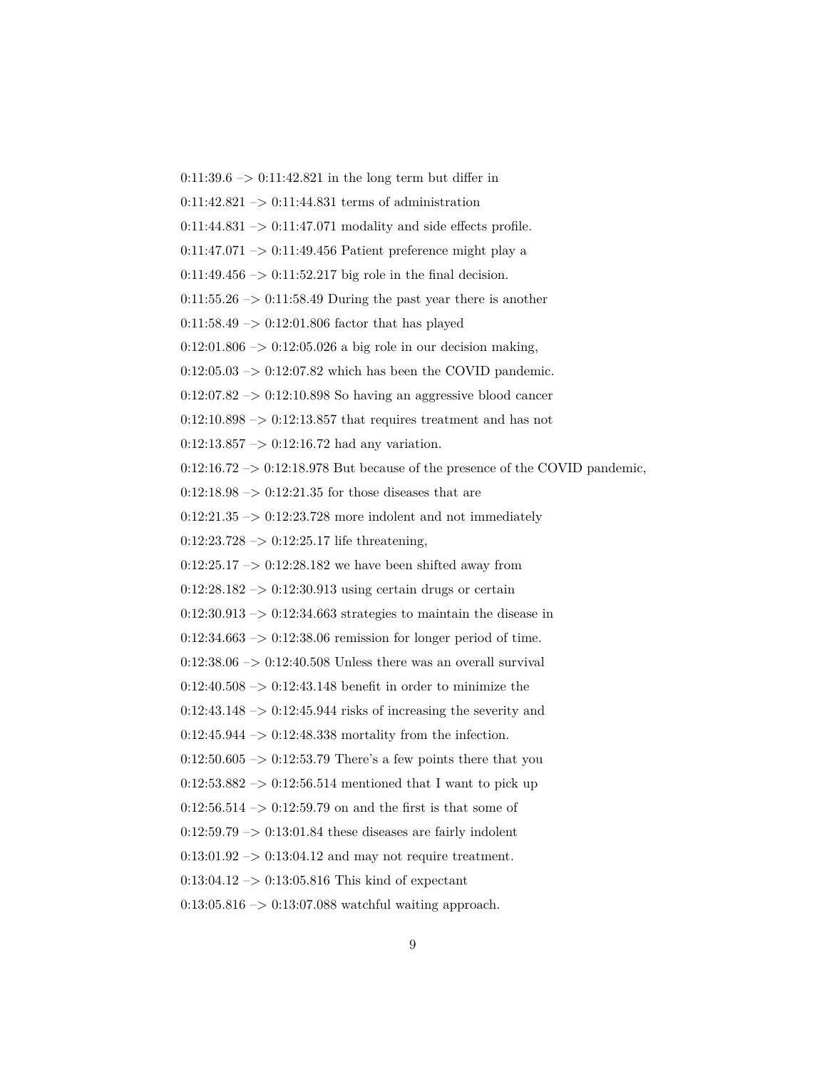0:11:39.6 –> 0:11:42.821 in the long term but differ in

0:11:42.821 –> 0:11:44.831 terms of administration

0:11:44.831 –> 0:11:47.071 modality and side effects profile.

0:11:47.071 –> 0:11:49.456 Patient preference might play a

0:11:49.456 –> 0:11:52.217 big role in the final decision.

0:11:55.26 –> 0:11:58.49 During the past year there is another

0:11:58.49 –> 0:12:01.806 factor that has played

0:12:01.806 –> 0:12:05.026 a big role in our decision making,

0:12:05.03 –> 0:12:07.82 which has been the COVID pandemic.

0:12:07.82 –> 0:12:10.898 So having an aggressive blood cancer

0:12:10.898 –> 0:12:13.857 that requires treatment and has not

0:12:13.857 –> 0:12:16.72 had any variation.

0:12:16.72 –> 0:12:18.978 But because of the presence of the COVID pandemic,

0:12:18.98 –> 0:12:21.35 for those diseases that are

0:12:21.35 –> 0:12:23.728 more indolent and not immediately

0:12:23.728 –> 0:12:25.17 life threatening,

0:12:25.17 –> 0:12:28.182 we have been shifted away from

0:12:28.182 –> 0:12:30.913 using certain drugs or certain

0:12:30.913 –> 0:12:34.663 strategies to maintain the disease in

0:12:34.663 –> 0:12:38.06 remission for longer period of time.

0:12:38.06 –> 0:12:40.508 Unless there was an overall survival

0:12:40.508 –> 0:12:43.148 benefit in order to minimize the

0:12:43.148 –> 0:12:45.944 risks of increasing the severity and

0:12:45.944 –> 0:12:48.338 mortality from the infection.

0:12:50.605 –> 0:12:53.79 There's a few points there that you

0:12:53.882 –> 0:12:56.514 mentioned that I want to pick up

0:12:56.514 –> 0:12:59.79 on and the first is that some of

0:12:59.79 –> 0:13:01.84 these diseases are fairly indolent

0:13:01.92 –> 0:13:04.12 and may not require treatment.

0:13:04.12 –> 0:13:05.816 This kind of expectant

0:13:05.816 –> 0:13:07.088 watchful waiting approach.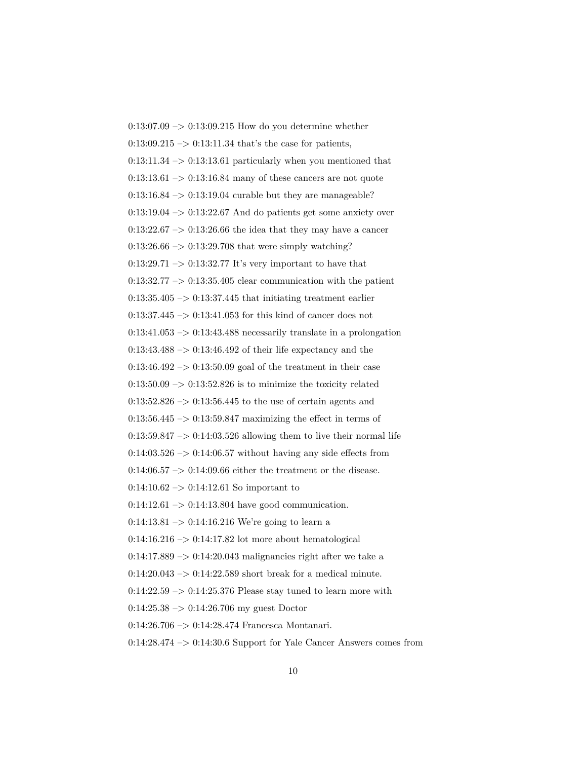0:13:07.09 –> 0:13:09.215 How do you determine whether

0:13:09.215 –> 0:13:11.34 that's the case for patients,

0:13:11.34 –> 0:13:13.61 particularly when you mentioned that

0:13:13.61 –> 0:13:16.84 many of these cancers are not quote

0:13:16.84 –> 0:13:19.04 curable but they are manageable?

0:13:19.04 –> 0:13:22.67 And do patients get some anxiety over

0:13:22.67 –> 0:13:26.66 the idea that they may have a cancer

0:13:26.66 –> 0:13:29.708 that were simply watching?

0:13:29.71 –> 0:13:32.77 It's very important to have that

0:13:32.77 –> 0:13:35.405 clear communication with the patient

0:13:35.405 –> 0:13:37.445 that initiating treatment earlier

0:13:37.445 –> 0:13:41.053 for this kind of cancer does not

0:13:41.053 –> 0:13:43.488 necessarily translate in a prolongation

0:13:43.488 –> 0:13:46.492 of their life expectancy and the

0:13:46.492 –> 0:13:50.09 goal of the treatment in their case

0:13:50.09 –> 0:13:52.826 is to minimize the toxicity related

0:13:52.826 –> 0:13:56.445 to the use of certain agents and

0:13:56.445 –> 0:13:59.847 maximizing the effect in terms of

0:13:59.847 –> 0:14:03.526 allowing them to live their normal life

0:14:03.526 –> 0:14:06.57 without having any side effects from

0:14:06.57 –> 0:14:09.66 either the treatment or the disease.

0:14:10.62 –> 0:14:12.61 So important to

0:14:12.61 –> 0:14:13.804 have good communication.

0:14:13.81 –> 0:14:16.216 We're going to learn a

0:14:16.216 –> 0:14:17.82 lot more about hematological

0:14:17.889 –> 0:14:20.043 malignancies right after we take a

0:14:20.043 –> 0:14:22.589 short break for a medical minute.

0:14:22.59 –> 0:14:25.376 Please stay tuned to learn more with

0:14:25.38 –> 0:14:26.706 my guest Doctor

0:14:26.706 –> 0:14:28.474 Francesca Montanari.

0:14:28.474 –> 0:14:30.6 Support for Yale Cancer Answers comes from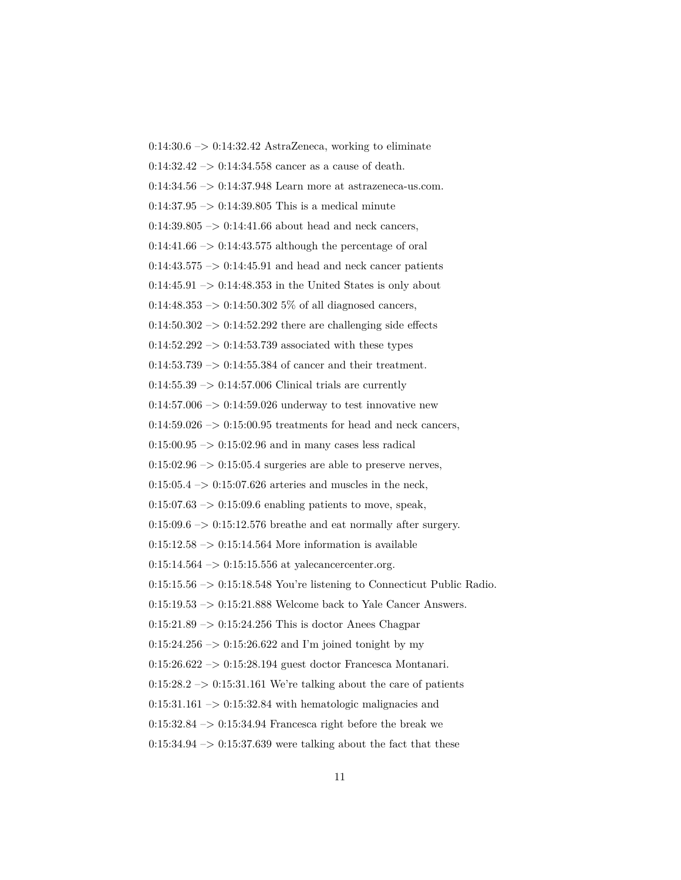0:14:30.6 –> 0:14:32.42 AstraZeneca, working to eliminate

0:14:32.42 –> 0:14:34.558 cancer as a cause of death.

0:14:34.56 –> 0:14:37.948 Learn more at astrazeneca-us.com.

0:14:37.95 –> 0:14:39.805 This is a medical minute

0:14:39.805 –> 0:14:41.66 about head and neck cancers,

0:14:41.66 –> 0:14:43.575 although the percentage of oral

0:14:43.575 –> 0:14:45.91 and head and neck cancer patients

0:14:45.91 –> 0:14:48.353 in the United States is only about

0:14:48.353 –> 0:14:50.302 5% of all diagnosed cancers,

0:14:50.302 –> 0:14:52.292 there are challenging side effects

0:14:52.292 –> 0:14:53.739 associated with these types

0:14:53.739 –> 0:14:55.384 of cancer and their treatment.

0:14:55.39 –> 0:14:57.006 Clinical trials are currently

0:14:57.006 –> 0:14:59.026 underway to test innovative new

0:14:59.026 –> 0:15:00.95 treatments for head and neck cancers,

0:15:00.95 –> 0:15:02.96 and in many cases less radical

0:15:02.96 –> 0:15:05.4 surgeries are able to preserve nerves,

0:15:05.4 –> 0:15:07.626 arteries and muscles in the neck,

0:15:07.63 –> 0:15:09.6 enabling patients to move, speak,

0:15:09.6 –> 0:15:12.576 breathe and eat normally after surgery.

0:15:12.58 –> 0:15:14.564 More information is available

0:15:14.564 –> 0:15:15.556 at yalecancercenter.org.

0:15:15.56 –> 0:15:18.548 You're listening to Connecticut Public Radio.

0:15:19.53 –> 0:15:21.888 Welcome back to Yale Cancer Answers.

0:15:21.89 –> 0:15:24.256 This is doctor Anees Chagpar

0:15:24.256 –> 0:15:26.622 and I'm joined tonight by my

0:15:26.622 –> 0:15:28.194 guest doctor Francesca Montanari.

0:15:28.2 –> 0:15:31.161 We're talking about the care of patients

0:15:31.161 –> 0:15:32.84 with hematologic malignacies and

0:15:32.84 –> 0:15:34.94 Francesca right before the break we

0:15:34.94 –> 0:15:37.639 were talking about the fact that these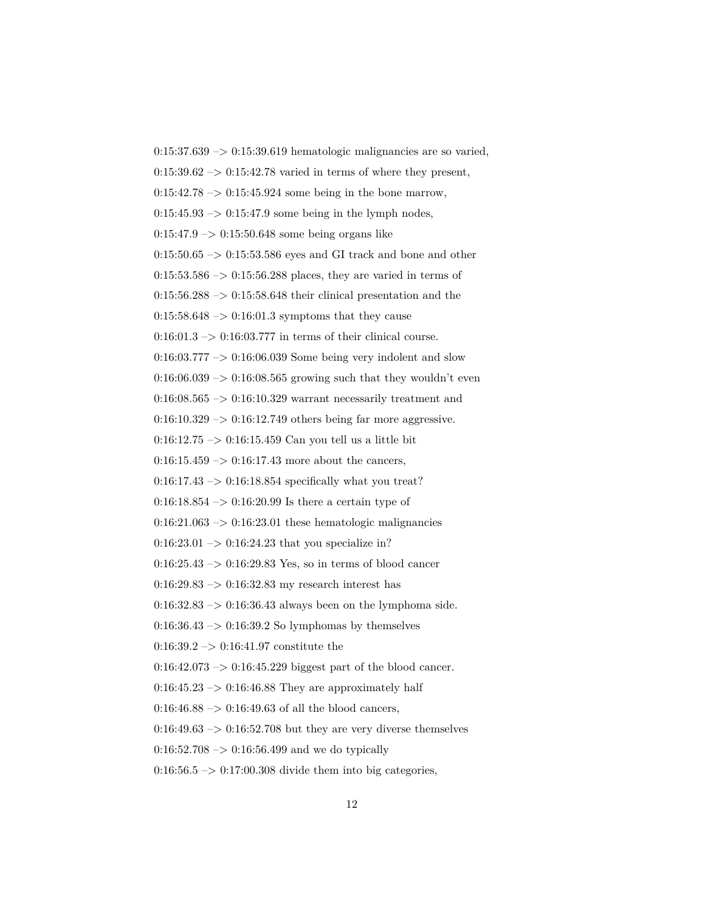0:15:37.639 –> 0:15:39.619 hematologic malignancies are so varied,

0:15:39.62 –> 0:15:42.78 varied in terms of where they present,

0:15:42.78 –> 0:15:45.924 some being in the bone marrow,

0:15:45.93 –> 0:15:47.9 some being in the lymph nodes,

0:15:47.9 –> 0:15:50.648 some being organs like

0:15:50.65 –> 0:15:53.586 eyes and GI track and bone and other

0:15:53.586 –> 0:15:56.288 places, they are varied in terms of

0:15:56.288 –> 0:15:58.648 their clinical presentation and the

0:15:58.648 –> 0:16:01.3 symptoms that they cause

0:16:01.3 –> 0:16:03.777 in terms of their clinical course.

0:16:03.777 –> 0:16:06.039 Some being very indolent and slow

0:16:06.039 –> 0:16:08.565 growing such that they wouldn't even

0:16:08.565 –> 0:16:10.329 warrant necessarily treatment and

0:16:10.329 –> 0:16:12.749 others being far more aggressive.

0:16:12.75 –> 0:16:15.459 Can you tell us a little bit

0:16:15.459 –> 0:16:17.43 more about the cancers,

0:16:17.43 –> 0:16:18.854 specifically what you treat?

0:16:18.854 –> 0:16:20.99 Is there a certain type of

0:16:21.063 –> 0:16:23.01 these hematologic malignancies

0:16:23.01 –> 0:16:24.23 that you specialize in?

0:16:25.43 –> 0:16:29.83 Yes, so in terms of blood cancer

0:16:29.83 –> 0:16:32.83 my research interest has

0:16:32.83 –> 0:16:36.43 always been on the lymphoma side.

0:16:36.43 –> 0:16:39.2 So lymphomas by themselves

0:16:39.2 –> 0:16:41.97 constitute the

0:16:42.073 –> 0:16:45.229 biggest part of the blood cancer.

0:16:45.23 –> 0:16:46.88 They are approximately half

0:16:46.88 –> 0:16:49.63 of all the blood cancers,

0:16:49.63 –> 0:16:52.708 but they are very diverse themselves

0:16:52.708 –> 0:16:56.499 and we do typically

0:16:56.5 –> 0:17:00.308 divide them into big categories,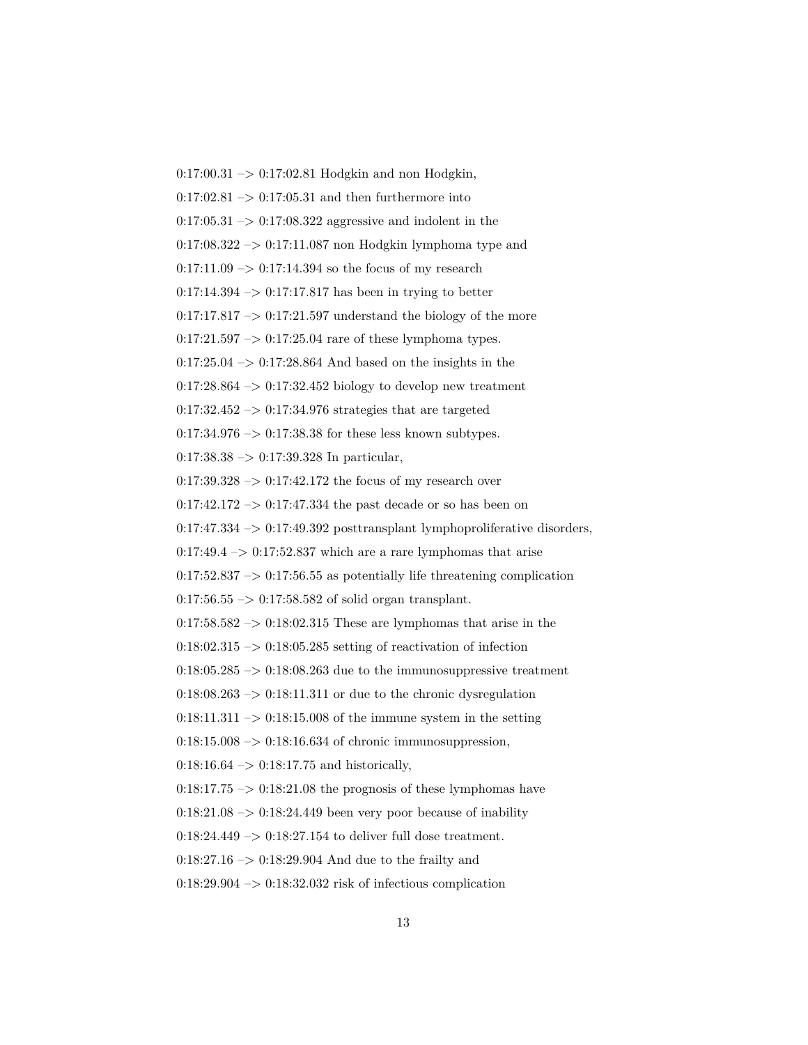0:17:00.31 –> 0:17:02.81 Hodgkin and non Hodgkin,

0:17:02.81 –> 0:17:05.31 and then furthermore into

0:17:05.31 –> 0:17:08.322 aggressive and indolent in the

0:17:08.322 –> 0:17:11.087 non Hodgkin lymphoma type and

0:17:11.09 –> 0:17:14.394 so the focus of my research

0:17:14.394 –> 0:17:17.817 has been in trying to better

0:17:17.817 –> 0:17:21.597 understand the biology of the more

0:17:21.597 –> 0:17:25.04 rare of these lymphoma types.

0:17:25.04 –> 0:17:28.864 And based on the insights in the

0:17:28.864 –> 0:17:32.452 biology to develop new treatment

0:17:32.452 –> 0:17:34.976 strategies that are targeted

0:17:34.976 –> 0:17:38.38 for these less known subtypes.

0:17:38.38 –> 0:17:39.328 In particular,

0:17:39.328 –> 0:17:42.172 the focus of my research over

0:17:42.172 –> 0:17:47.334 the past decade or so has been on

0:17:47.334 –> 0:17:49.392 posttransplant lymphoproliferative disorders,

0:17:49.4 –> 0:17:52.837 which are a rare lymphomas that arise

0:17:52.837 –> 0:17:56.55 as potentially life threatening complication

0:17:56.55 –> 0:17:58.582 of solid organ transplant.

0:17:58.582 –> 0:18:02.315 These are lymphomas that arise in the

0:18:02.315 –> 0:18:05.285 setting of reactivation of infection

0:18:05.285 –> 0:18:08.263 due to the immunosuppressive treatment

0:18:08.263 –> 0:18:11.311 or due to the chronic dysregulation

0:18:11.311 –> 0:18:15.008 of the immune system in the setting

0:18:15.008 –> 0:18:16.634 of chronic immunosuppression,

0:18:16.64 –> 0:18:17.75 and historically,

0:18:17.75 –> 0:18:21.08 the prognosis of these lymphomas have

0:18:21.08 –> 0:18:24.449 been very poor because of inability

0:18:24.449 –> 0:18:27.154 to deliver full dose treatment.

0:18:27.16 –> 0:18:29.904 And due to the frailty and

0:18:29.904 –> 0:18:32.032 risk of infectious complication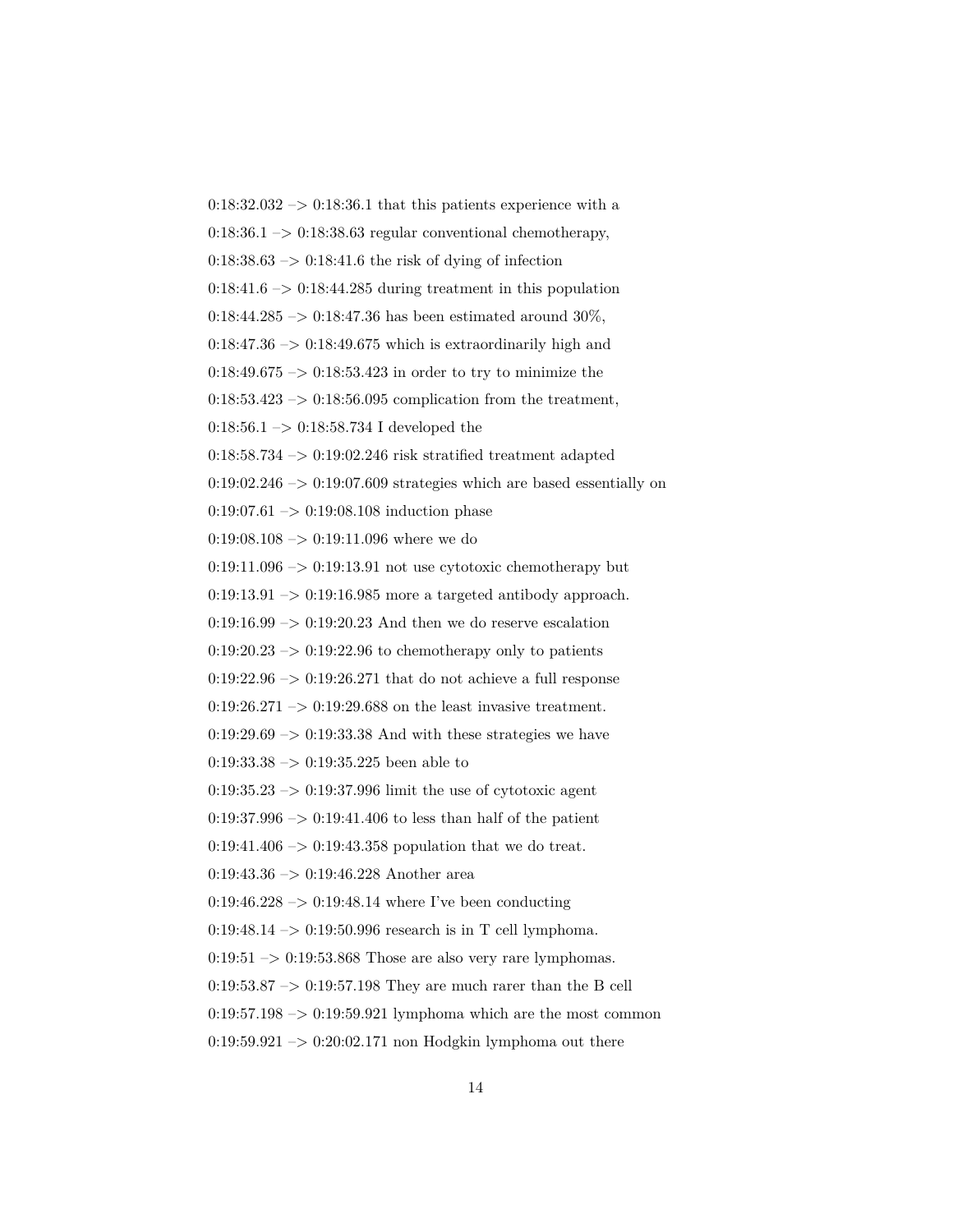0:18:32.032 –> 0:18:36.1 that this patients experience with a

0:18:36.1 –> 0:18:38.63 regular conventional chemotherapy,

0:18:38.63 –> 0:18:41.6 the risk of dying of infection

0:18:41.6 –> 0:18:44.285 during treatment in this population

0:18:44.285 –> 0:18:47.36 has been estimated around 30%,

0:18:47.36 –> 0:18:49.675 which is extraordinarily high and

0:18:49.675 –> 0:18:53.423 in order to try to minimize the

0:18:53.423 –> 0:18:56.095 complication from the treatment,

0:18:56.1 –> 0:18:58.734 I developed the

0:18:58.734 –> 0:19:02.246 risk stratified treatment adapted

0:19:02.246 –> 0:19:07.609 strategies which are based essentially on

0:19:07.61 –> 0:19:08.108 induction phase

0:19:08.108 –> 0:19:11.096 where we do

0:19:11.096 –> 0:19:13.91 not use cytotoxic chemotherapy but

0:19:13.91 –> 0:19:16.985 more a targeted antibody approach.

0:19:16.99 –> 0:19:20.23 And then we do reserve escalation

0:19:20.23 –> 0:19:22.96 to chemotherapy only to patients

0:19:22.96 –> 0:19:26.271 that do not achieve a full response

0:19:26.271 –> 0:19:29.688 on the least invasive treatment.

0:19:29.69 –> 0:19:33.38 And with these strategies we have

0:19:33.38 –> 0:19:35.225 been able to

0:19:35.23 –> 0:19:37.996 limit the use of cytotoxic agent

0:19:37.996 –> 0:19:41.406 to less than half of the patient

0:19:41.406 –> 0:19:43.358 population that we do treat.

0:19:43.36 –> 0:19:46.228 Another area

0:19:46.228 –> 0:19:48.14 where I've been conducting

0:19:48.14 –> 0:19:50.996 research is in T cell lymphoma.

0:19:51 –> 0:19:53.868 Those are also very rare lymphomas.

0:19:53.87 –> 0:19:57.198 They are much rarer than the B cell

0:19:57.198 –> 0:19:59.921 lymphoma which are the most common

0:19:59.921 –> 0:20:02.171 non Hodgkin lymphoma out there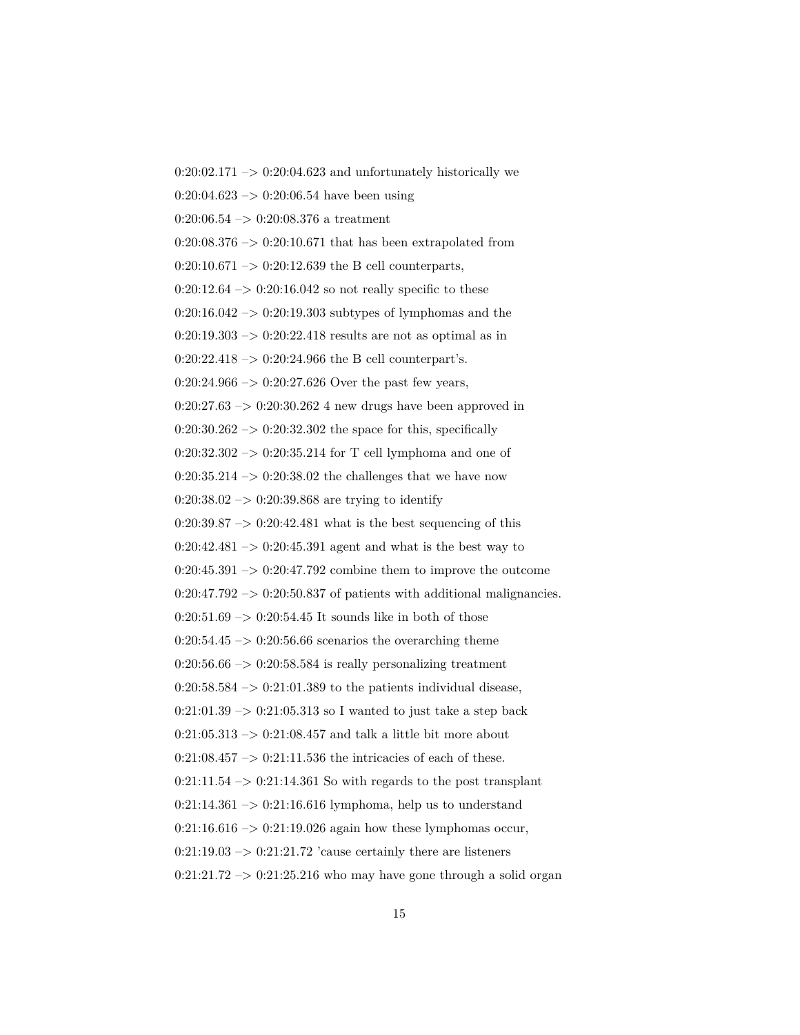0:20:02.171 –> 0:20:04.623 and unfortunately historically we

0:20:04.623 –> 0:20:06.54 have been using

0:20:06.54 –> 0:20:08.376 a treatment

0:20:08.376 –> 0:20:10.671 that has been extrapolated from

0:20:10.671 –> 0:20:12.639 the B cell counterparts,

0:20:12.64 –> 0:20:16.042 so not really specific to these

0:20:16.042 –> 0:20:19.303 subtypes of lymphomas and the

0:20:19.303 –> 0:20:22.418 results are not as optimal as in

0:20:22.418 –> 0:20:24.966 the B cell counterpart's.

0:20:24.966 –> 0:20:27.626 Over the past few years,

0:20:27.63 –> 0:20:30.262 4 new drugs have been approved in

0:20:30.262 –> 0:20:32.302 the space for this, specifically

0:20:32.302 –> 0:20:35.214 for T cell lymphoma and one of

0:20:35.214 –> 0:20:38.02 the challenges that we have now

0:20:38.02 –> 0:20:39.868 are trying to identify

0:20:39.87 –> 0:20:42.481 what is the best sequencing of this

0:20:42.481 –> 0:20:45.391 agent and what is the best way to

0:20:45.391 –> 0:20:47.792 combine them to improve the outcome

0:20:47.792 –> 0:20:50.837 of patients with additional malignancies.

0:20:51.69 –> 0:20:54.45 It sounds like in both of those

0:20:54.45 –> 0:20:56.66 scenarios the overarching theme

0:20:56.66 –> 0:20:58.584 is really personalizing treatment

0:20:58.584 –> 0:21:01.389 to the patients individual disease,

0:21:01.39 –> 0:21:05.313 so I wanted to just take a step back

0:21:05.313 –> 0:21:08.457 and talk a little bit more about

0:21:08.457 –> 0:21:11.536 the intricacies of each of these.

0:21:11.54 –> 0:21:14.361 So with regards to the post transplant

0:21:14.361 –> 0:21:16.616 lymphoma, help us to understand

0:21:16.616 –> 0:21:19.026 again how these lymphomas occur,

0:21:19.03 –> 0:21:21.72 'cause certainly there are listeners

0:21:21.72 –> 0:21:25.216 who may have gone through a solid organ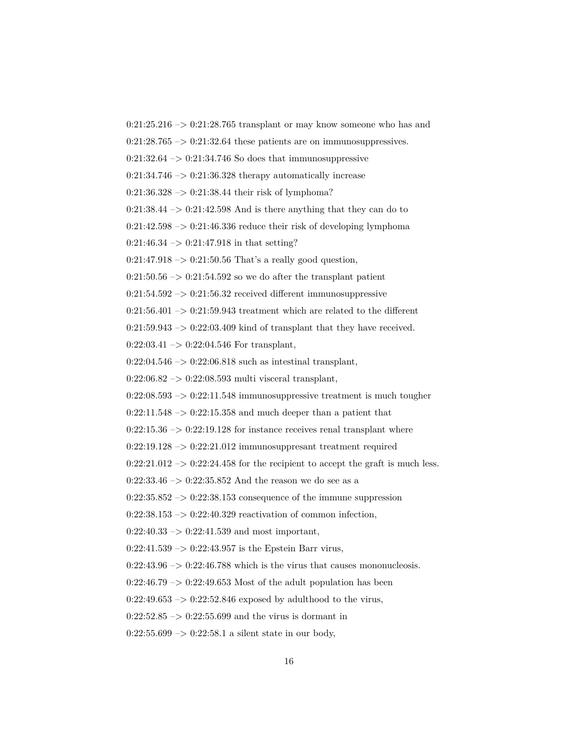0:21:25.216 –> 0:21:28.765 transplant or may know someone who has and

0:21:28.765 –> 0:21:32.64 these patients are on immunosuppressives.

0:21:32.64 –> 0:21:34.746 So does that immunosuppressive

0:21:34.746 –> 0:21:36.328 therapy automatically increase

0:21:36.328 –> 0:21:38.44 their risk of lymphoma?

0:21:38.44 –> 0:21:42.598 And is there anything that they can do to

0:21:42.598 –> 0:21:46.336 reduce their risk of developing lymphoma

0:21:46.34 –> 0:21:47.918 in that setting?

0:21:47.918 –> 0:21:50.56 That's a really good question,

0:21:50.56 –> 0:21:54.592 so we do after the transplant patient

0:21:54.592 –> 0:21:56.32 received different immunosuppressive

0:21:56.401 –> 0:21:59.943 treatment which are related to the different

0:21:59.943 –> 0:22:03.409 kind of transplant that they have received.

0:22:03.41 –> 0:22:04.546 For transplant,

0:22:04.546 –> 0:22:06.818 such as intestinal transplant,

0:22:06.82 –> 0:22:08.593 multi visceral transplant,

0:22:08.593 –> 0:22:11.548 immunosuppressive treatment is much tougher

0:22:11.548 –> 0:22:15.358 and much deeper than a patient that

0:22:15.36 –> 0:22:19.128 for instance receives renal transplant where

0:22:19.128 –> 0:22:21.012 immunosuppresant treatment required

0:22:21.012 –> 0:22:24.458 for the recipient to accept the graft is much less.

0:22:33.46 –> 0:22:35.852 And the reason we do see as a

0:22:35.852 –> 0:22:38.153 consequence of the immune suppression

0:22:38.153 –> 0:22:40.329 reactivation of common infection,

0:22:40.33 –> 0:22:41.539 and most important,

0:22:41.539 –> 0:22:43.957 is the Epstein Barr virus,

0:22:43.96 –> 0:22:46.788 which is the virus that causes mononucleosis.

0:22:46.79 –> 0:22:49.653 Most of the adult population has been

0:22:49.653 –> 0:22:52.846 exposed by adulthood to the virus,

0:22:52.85 –> 0:22:55.699 and the virus is dormant in

0:22:55.699 –> 0:22:58.1 a silent state in our body,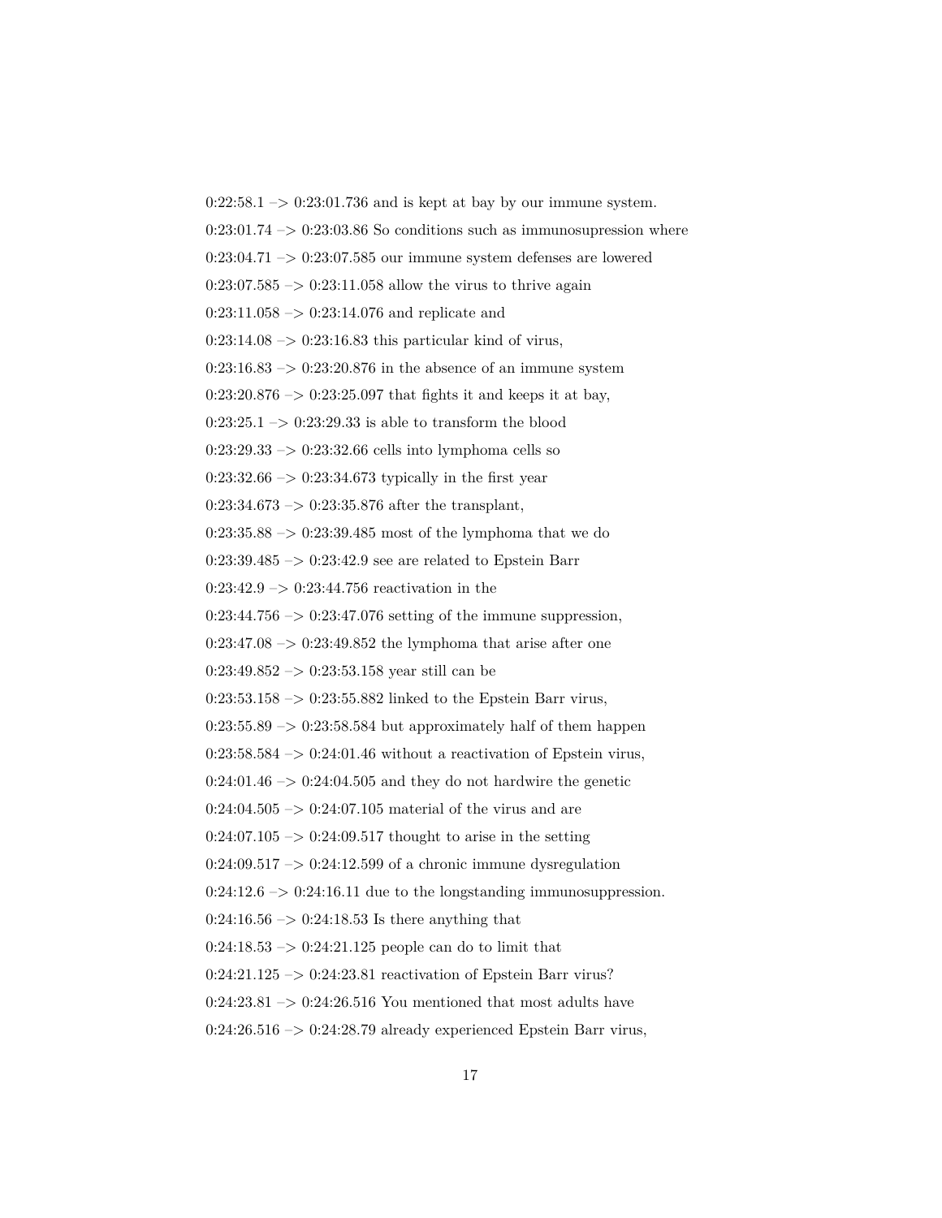0:22:58.1 –> 0:23:01.736 and is kept at bay by our immune system.

0:23:01.74 –> 0:23:03.86 So conditions such as immunosupression where

0:23:04.71 –> 0:23:07.585 our immune system defenses are lowered

0:23:07.585 –> 0:23:11.058 allow the virus to thrive again

0:23:11.058 –> 0:23:14.076 and replicate and

0:23:14.08 –> 0:23:16.83 this particular kind of virus,

0:23:16.83 –> 0:23:20.876 in the absence of an immune system

0:23:20.876 –> 0:23:25.097 that fights it and keeps it at bay,

0:23:25.1 –> 0:23:29.33 is able to transform the blood

0:23:29.33 –> 0:23:32.66 cells into lymphoma cells so

0:23:32.66 –> 0:23:34.673 typically in the first year

0:23:34.673 –> 0:23:35.876 after the transplant,

0:23:35.88 –> 0:23:39.485 most of the lymphoma that we do

0:23:39.485 –> 0:23:42.9 see are related to Epstein Barr

0:23:42.9 –> 0:23:44.756 reactivation in the

0:23:44.756 –> 0:23:47.076 setting of the immune suppression,

0:23:47.08 –> 0:23:49.852 the lymphoma that arise after one

0:23:49.852 –> 0:23:53.158 year still can be

0:23:53.158 –> 0:23:55.882 linked to the Epstein Barr virus,

0:23:55.89 –> 0:23:58.584 but approximately half of them happen

0:23:58.584 –> 0:24:01.46 without a reactivation of Epstein virus,

0:24:01.46 –> 0:24:04.505 and they do not hardwire the genetic

0:24:04.505 –> 0:24:07.105 material of the virus and are

0:24:07.105 –> 0:24:09.517 thought to arise in the setting

0:24:09.517 –> 0:24:12.599 of a chronic immune dysregulation

0:24:12.6 –> 0:24:16.11 due to the longstanding immunosuppression.

0:24:16.56 –> 0:24:18.53 Is there anything that

0:24:18.53 –> 0:24:21.125 people can do to limit that

0:24:21.125 –> 0:24:23.81 reactivation of Epstein Barr virus?

0:24:23.81 –> 0:24:26.516 You mentioned that most adults have

0:24:26.516 –> 0:24:28.79 already experienced Epstein Barr virus,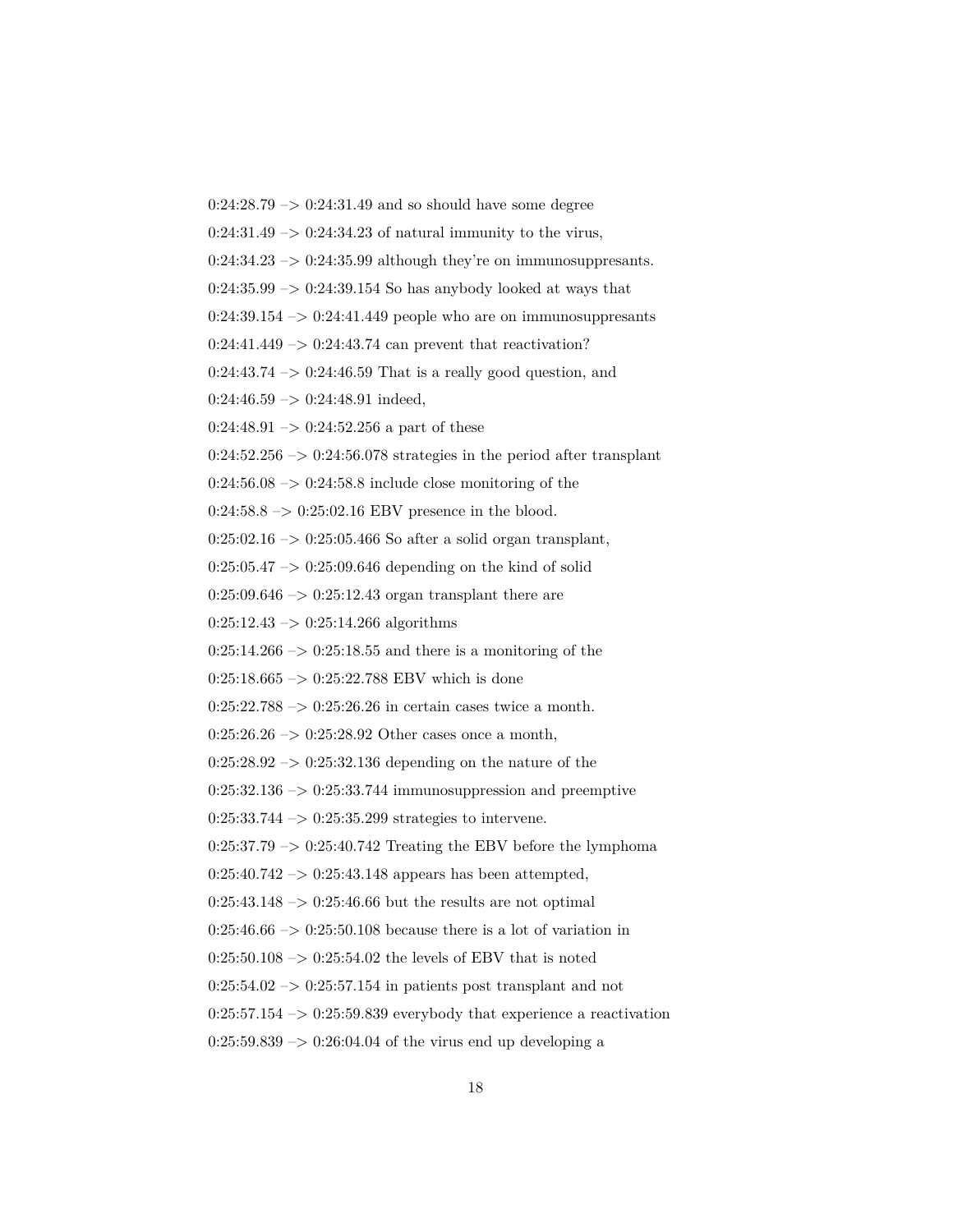0:24:28.79 –> 0:24:31.49 and so should have some degree

0:24:31.49 –> 0:24:34.23 of natural immunity to the virus,

0:24:34.23 –> 0:24:35.99 although they're on immunosuppresants.

0:24:35.99 –> 0:24:39.154 So has anybody looked at ways that

0:24:39.154 –> 0:24:41.449 people who are on immunosuppresants

0:24:41.449 –> 0:24:43.74 can prevent that reactivation?

0:24:43.74 –> 0:24:46.59 That is a really good question, and

0:24:46.59 –> 0:24:48.91 indeed,

0:24:48.91 –> 0:24:52.256 a part of these

0:24:52.256 –> 0:24:56.078 strategies in the period after transplant

0:24:56.08 –> 0:24:58.8 include close monitoring of the

0:24:58.8 –> 0:25:02.16 EBV presence in the blood.

0:25:02.16 –> 0:25:05.466 So after a solid organ transplant,

0:25:05.47 –> 0:25:09.646 depending on the kind of solid

0:25:09.646 –> 0:25:12.43 organ transplant there are

0:25:12.43 –> 0:25:14.266 algorithms

0:25:14.266 –> 0:25:18.55 and there is a monitoring of the

0:25:18.665 –> 0:25:22.788 EBV which is done

0:25:22.788 –> 0:25:26.26 in certain cases twice a month.

0:25:26.26 –> 0:25:28.92 Other cases once a month,

0:25:28.92 –> 0:25:32.136 depending on the nature of the

0:25:32.136 –> 0:25:33.744 immunosuppression and preemptive

0:25:33.744 –> 0:25:35.299 strategies to intervene.

0:25:37.79 –> 0:25:40.742 Treating the EBV before the lymphoma

0:25:40.742 –> 0:25:43.148 appears has been attempted,

0:25:43.148 –> 0:25:46.66 but the results are not optimal

0:25:46.66 –> 0:25:50.108 because there is a lot of variation in

0:25:50.108 –> 0:25:54.02 the levels of EBV that is noted

0:25:54.02 –> 0:25:57.154 in patients post transplant and not

0:25:57.154 –> 0:25:59.839 everybody that experience a reactivation

0:25:59.839 –> 0:26:04.04 of the virus end up developing a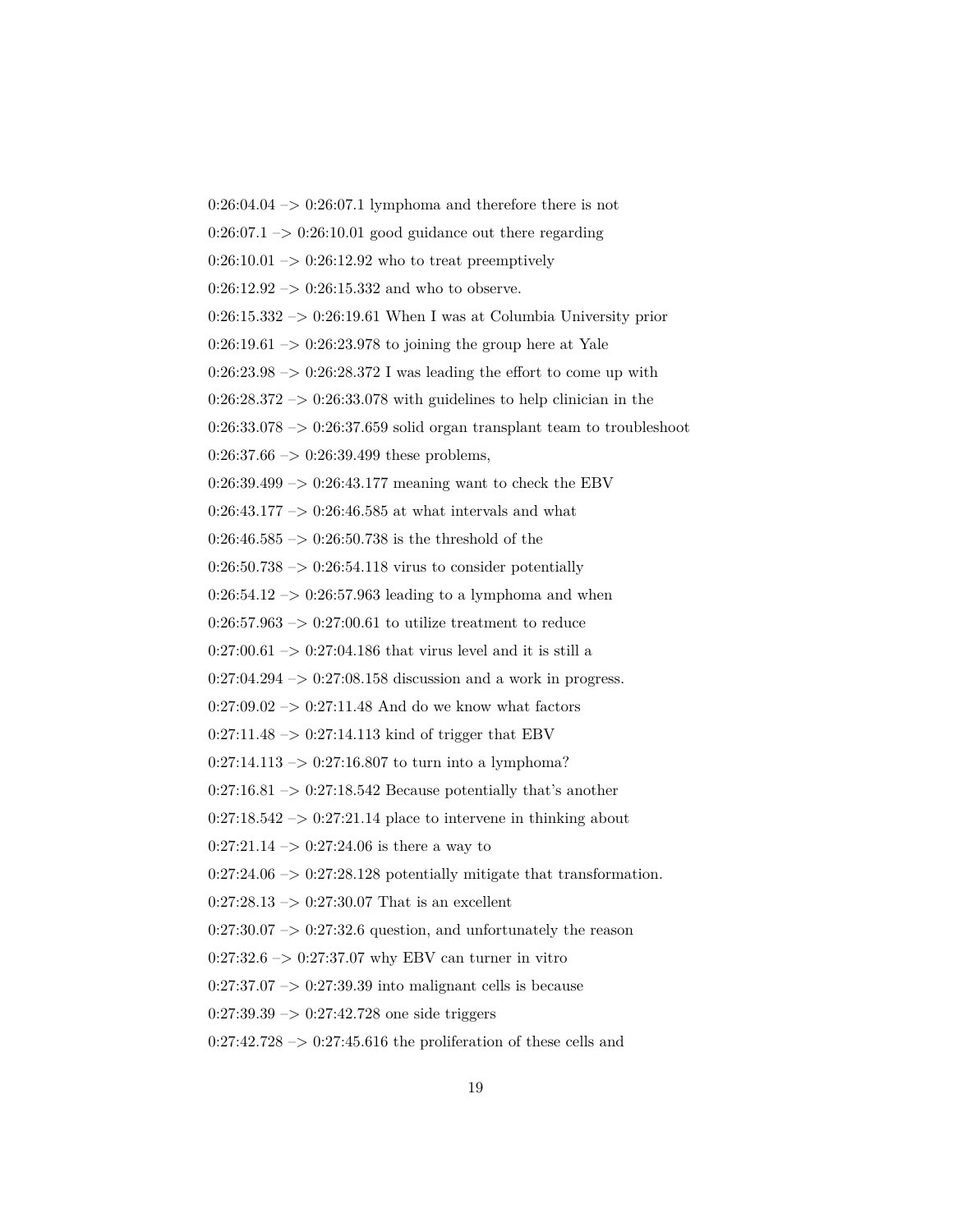0:26:04.04 –> 0:26:07.1 lymphoma and therefore there is not

0:26:07.1 –> 0:26:10.01 good guidance out there regarding

0:26:10.01 –> 0:26:12.92 who to treat preemptively

0:26:12.92 –> 0:26:15.332 and who to observe.

0:26:15.332 –> 0:26:19.61 When I was at Columbia University prior

0:26:19.61 –> 0:26:23.978 to joining the group here at Yale

0:26:23.98 –> 0:26:28.372 I was leading the effort to come up with

0:26:28.372 –> 0:26:33.078 with guidelines to help clinician in the

0:26:33.078 –> 0:26:37.659 solid organ transplant team to troubleshoot

0:26:37.66 –> 0:26:39.499 these problems,

0:26:39.499 –> 0:26:43.177 meaning want to check the EBV

0:26:43.177 –> 0:26:46.585 at what intervals and what

0:26:46.585 –> 0:26:50.738 is the threshold of the

0:26:50.738 –> 0:26:54.118 virus to consider potentially

0:26:54.12 –> 0:26:57.963 leading to a lymphoma and when

0:26:57.963 –> 0:27:00.61 to utilize treatment to reduce

0:27:00.61 –> 0:27:04.186 that virus level and it is still a

0:27:04.294 –> 0:27:08.158 discussion and a work in progress.

0:27:09.02 –> 0:27:11.48 And do we know what factors

0:27:11.48 –> 0:27:14.113 kind of trigger that EBV

0:27:14.113 –> 0:27:16.807 to turn into a lymphoma?

0:27:16.81 –> 0:27:18.542 Because potentially that's another

0:27:18.542 –> 0:27:21.14 place to intervene in thinking about

0:27:21.14 –> 0:27:24.06 is there a way to

0:27:24.06 –> 0:27:28.128 potentially mitigate that transformation.

0:27:28.13 –> 0:27:30.07 That is an excellent

0:27:30.07 –> 0:27:32.6 question, and unfortunately the reason

0:27:32.6 –> 0:27:37.07 why EBV can turner in vitro

0:27:37.07 –> 0:27:39.39 into malignant cells is because

0:27:39.39 –> 0:27:42.728 one side triggers

0:27:42.728 –> 0:27:45.616 the proliferation of these cells and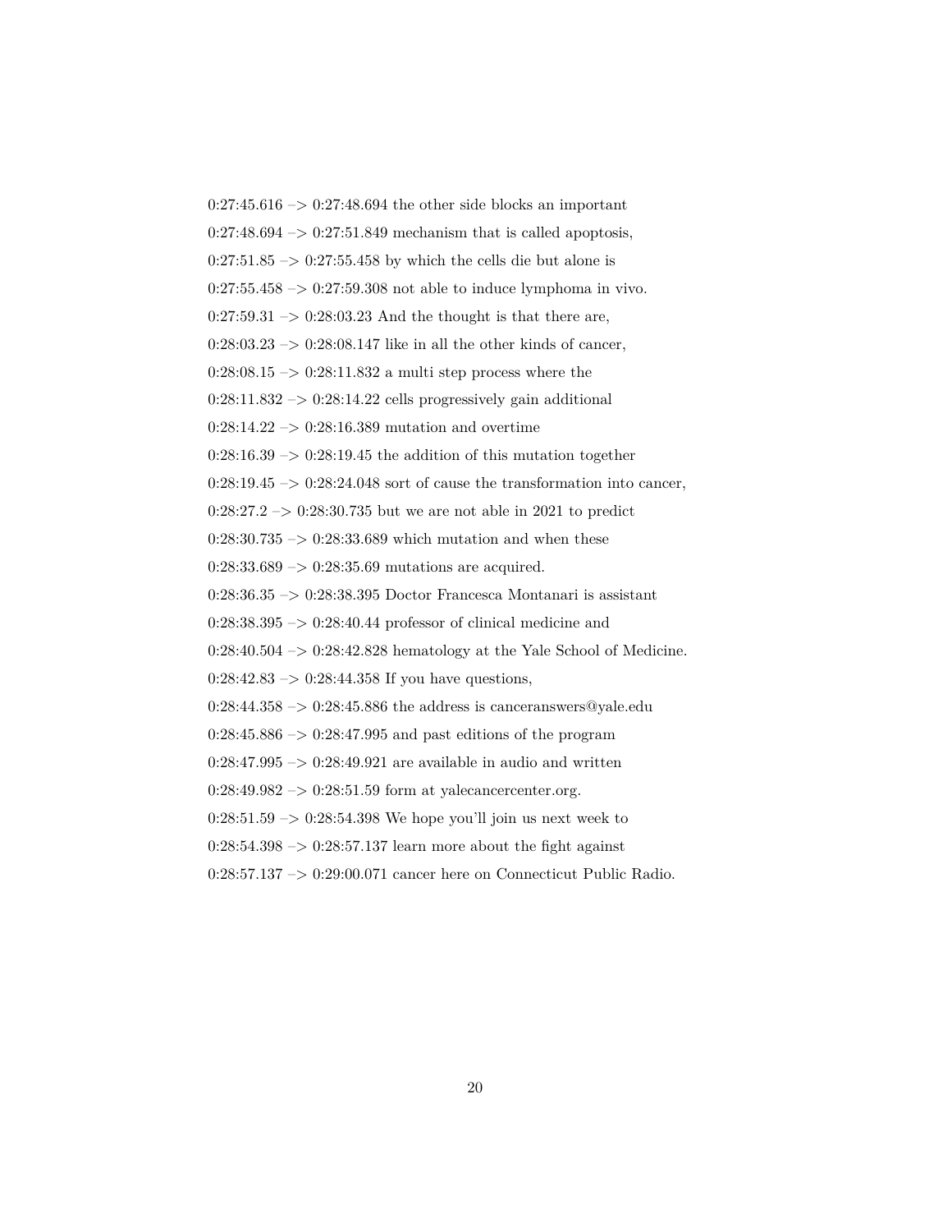0:27:45.616 –> 0:27:48.694 the other side blocks an important

0:27:48.694 –> 0:27:51.849 mechanism that is called apoptosis,

0:27:51.85 –> 0:27:55.458 by which the cells die but alone is

0:27:55.458 –> 0:27:59.308 not able to induce lymphoma in vivo.

0:27:59.31 –> 0:28:03.23 And the thought is that there are,

0:28:03.23 –> 0:28:08.147 like in all the other kinds of cancer,

0:28:08.15 –> 0:28:11.832 a multi step process where the

0:28:11.832 –> 0:28:14.22 cells progressively gain additional

0:28:14.22 –> 0:28:16.389 mutation and overtime

0:28:16.39 –> 0:28:19.45 the addition of this mutation together

0:28:19.45 –> 0:28:24.048 sort of cause the transformation into cancer,

0:28:27.2 –> 0:28:30.735 but we are not able in 2021 to predict

0:28:30.735 –> 0:28:33.689 which mutation and when these

0:28:33.689 –> 0:28:35.69 mutations are acquired.

0:28:36.35 –> 0:28:38.395 Doctor Francesca Montanari is assistant

0:28:38.395 –> 0:28:40.44 professor of clinical medicine and

0:28:40.504 –> 0:28:42.828 hematology at the Yale School of Medicine.

0:28:42.83 –> 0:28:44.358 If you have questions,

0:28:44.358 –> 0:28:45.886 the address is canceranswers@yale.edu

0:28:45.886 –> 0:28:47.995 and past editions of the program

0:28:47.995 –> 0:28:49.921 are available in audio and written

0:28:49.982 –> 0:28:51.59 form at yalecancercenter.org.

0:28:51.59 –> 0:28:54.398 We hope you'll join us next week to

0:28:54.398 –> 0:28:57.137 learn more about the fight against

0:28:57.137 –> 0:29:00.071 cancer here on Connecticut Public Radio.